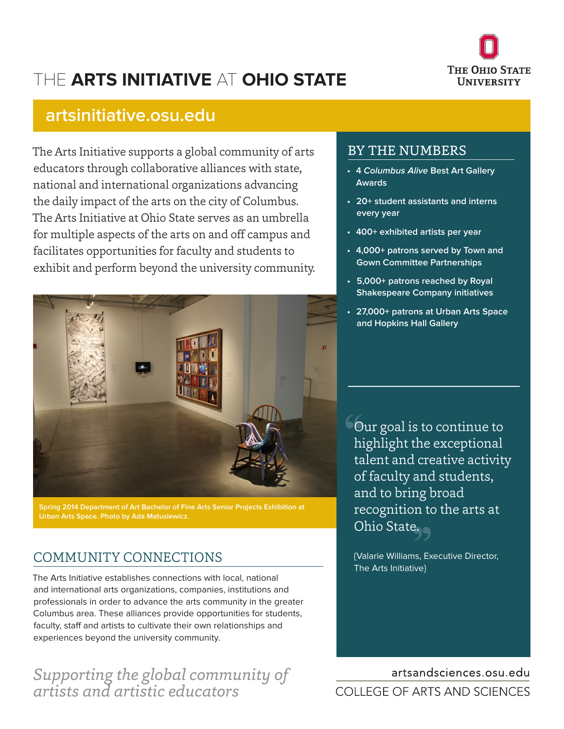# THE **ARTS INITIATIVE** AT **OHIO STATE**

The Ohio State University

## artsinitiative.osu.edu

The Arts Initiative supports a global community of arts educators through collaborative alliances with state, national and international organizations advancing the daily impact of the arts on the city of Columbus. The Arts Initiative at Ohio State serves as an umbrella for multiple aspects of the arts on and off campus and facilitates opportunities for faculty and students to exhibit and perform beyond the university community.

Spring 2014 Department of Art Bachelor of Fine Arts Senior Projects Exhibition at Urban Arts Space. Photo by Ada Matusiewicz.

## COMMUNITY CONNECTIONS

The Arts Initiative establishes connections with local, national and international arts organizations, companies, institutions and professionals in order to advance the arts community in the greater Columbus area. These alliances provide opportunities for students, faculty, staff and artists to cultivate their own relationships and experiences beyond the university community.

*Supporting the global community of artists and artistic educators*

## BY THE NUMBERS

- 4 *Columbus Alive* Best Art Gallery Awards
- 20+ student assistants and interns every year
- 400+ exhibited artists per year
- 4,000+ patrons served by Town and Gown Committee Partnerships
- 5,000+ patrons reached by Royal Shakespeare Company initiatives
- 27,000+ patrons at Urban Arts Space and Hopkins Hall Gallery

"Our goal is to continue to highlight the exceptional talent and creative activity of faculty and students, and to bring broad recognition to the arts at Ohio State."

{Valarie Williams, Executive Director, The Arts Initiative}

artsandsciences.osu.edu

COLLEGE OF ARTS AND SCIENCES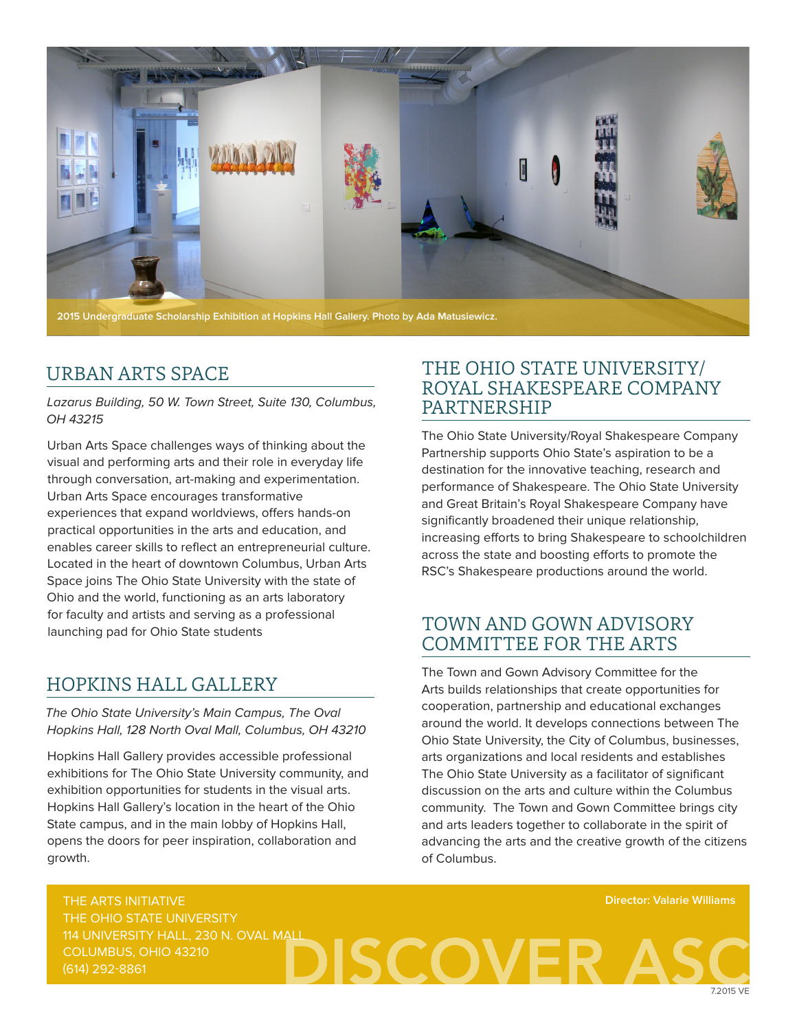2015 Undergraduate Scholarship Exhibition at Hopkins Hall Gallery. Photo by Ada Matusiewicz.

## URBAN ARTS SPACE

*Lazarus Building, 50 W. Town Street, Suite 130, Columbus, OH 43215*

Urban Arts Space challenges ways of thinking about the visual and performing arts and their role in everyday life through conversation, art-making and experimentation. Urban Arts Space encourages transformative experiences that expand worldviews, offers hands-on practical opportunities in the arts and education, and enables career skills to reflect an entrepreneurial culture. Located in the heart of downtown Columbus, Urban Arts Space joins The Ohio State University with the state of Ohio and the world, functioning as an arts laboratory for faculty and artists and serving as a professional launching pad for Ohio State students

## HOPKINS HALL GALLERY

*The Ohio State University's Main Campus, The Oval Hopkins Hall, 128 North Oval Mall, Columbus, OH 43210*

Hopkins Hall Gallery provides accessible professional exhibitions for The Ohio State University community, and exhibition opportunities for students in the visual arts. Hopkins Hall Gallery's location in the heart of the Ohio State campus, and in the main lobby of Hopkins Hall, opens the doors for peer inspiration, collaboration and growth.

## THE OHIO STATE UNIVERSITY/ ROYAL SHAKESPEARE COMPANY PARTNERSHIP

The Ohio State University/Royal Shakespeare Company Partnership supports Ohio State's aspiration to be a destination for the innovative teaching, research and performance of Shakespeare. The Ohio State University and Great Britain's Royal Shakespeare Company have significantly broadened their unique relationship, increasing efforts to bring Shakespeare to schoolchildren across the state and boosting efforts to promote the RSC's Shakespeare productions around the world.

## TOWN AND GOWN ADVISORY COMMITTEE FOR THE ARTS

The Town and Gown Advisory Committee for the Arts builds relationships that create opportunities for cooperation, partnership and educational exchanges around the world. It develops connections between The Ohio State University, the City of Columbus, businesses, arts organizations and local residents and establishes The Ohio State University as a facilitator of significant discussion on the arts and culture within the Columbus community. The Town and Gown Committee brings city and arts leaders together to collaborate in the spirit of advancing the arts and the creative growth of the citizens of Columbus.

THE ARTS INITIATIVE
THE OHIO STATE UNIVERSITY
114 UNIVERSITY HALL, 230 N. OVAL MALL
COLUMBUS, OHIO 43210
(614) 292-8861

**Director: Valarie Williams**

DISCOVER ASC

7.2015 VE